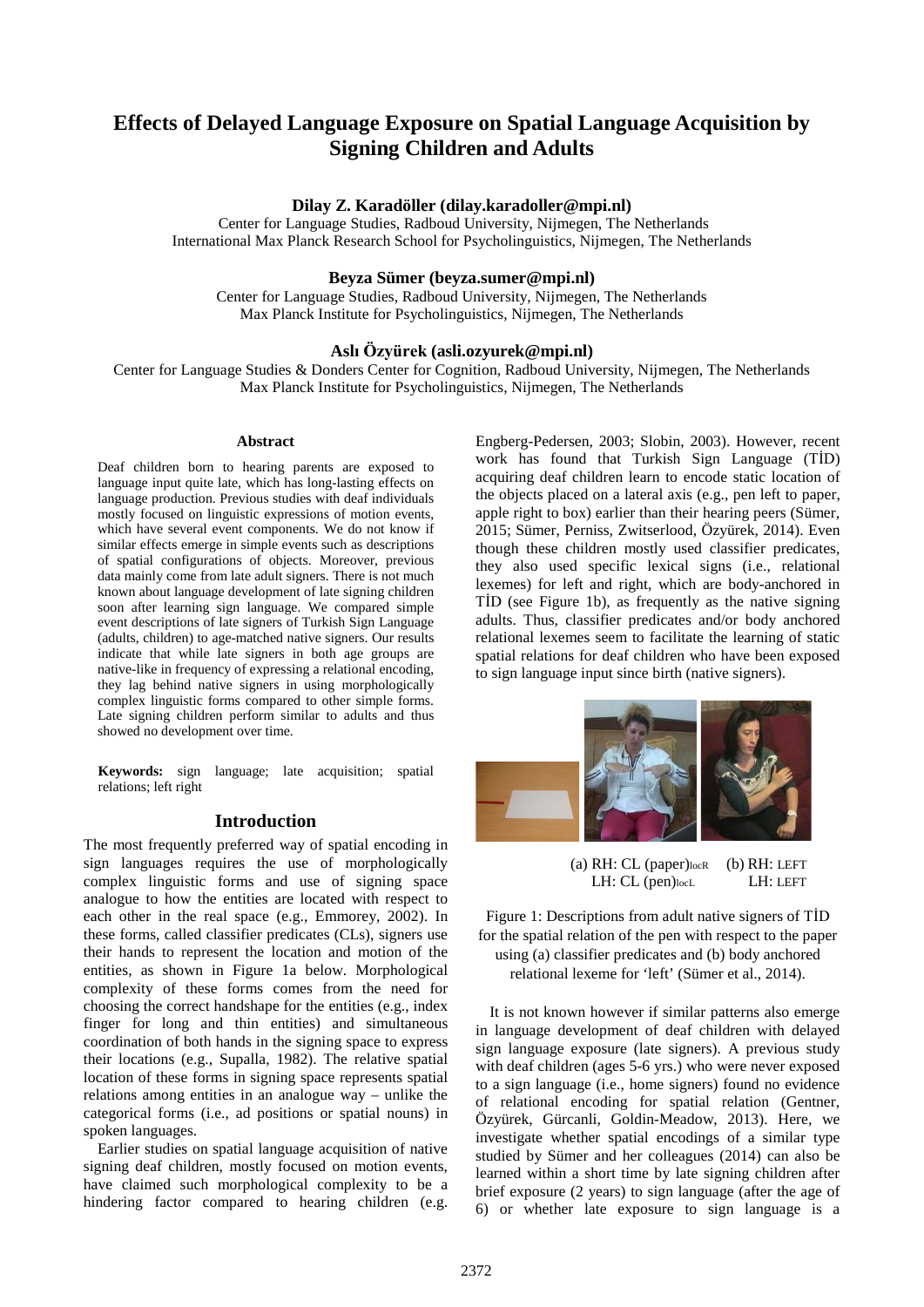# Effects of Delayed Language Exposure on Spatial Language Acquisition by Signing Children and Adults

**Dilay Z. Karadöller (dilay.karadoller@mpi.nl)**
Center for Language Studies, Radboud University, Nijmegen, The Netherlands
International Max Planck Research School for Psycholinguistics, Nijmegen, The Netherlands

**Beyza Sümer (beyza.sumer@mpi.nl)**
Center for Language Studies, Radboud University, Nijmegen, The Netherlands
Max Planck Institute for Psycholinguistics, Nijmegen, The Netherlands

**Aslı Özyürek (asli.ozyurek@mpi.nl)**
Center for Language Studies & Donders Center for Cognition, Radboud University, Nijmegen, The Netherlands
Max Planck Institute for Psycholinguistics, Nijmegen, The Netherlands

## Abstract

Deaf children born to hearing parents are exposed to language input quite late, which has long-lasting effects on language production. Previous studies with deaf individuals mostly focused on linguistic expressions of motion events, which have several event components. We do not know if similar effects emerge in simple events such as descriptions of spatial configurations of objects. Moreover, previous data mainly come from late adult signers. There is not much known about language development of late signing children soon after learning sign language. We compared simple event descriptions of late signers of Turkish Sign Language (adults, children) to age-matched native signers. Our results indicate that while late signers in both age groups are native-like in frequency of expressing a relational encoding, they lag behind native signers in using morphologically complex linguistic forms compared to other simple forms. Late signing children perform similar to adults and thus showed no development over time.

**Keywords:** sign language; late acquisition; spatial relations; left right

## Introduction

The most frequently preferred way of spatial encoding in sign languages requires the use of morphologically complex linguistic forms and use of signing space analogue to how the entities are located with respect to each other in the real space (e.g., Emmorey, 2002). In these forms, called classifier predicates (CLs), signers use their hands to represent the location and motion of the entities, as shown in Figure 1a below. Morphological complexity of these forms comes from the need for choosing the correct handshape for the entities (e.g., index finger for long and thin entities) and simultaneous coordination of both hands in the signing space to express their locations (e.g., Supalla, 1982). The relative spatial location of these forms in signing space represents spatial relations among entities in an analogue way – unlike the categorical forms (i.e., ad positions or spatial nouns) in spoken languages.

Earlier studies on spatial language acquisition of native signing deaf children, mostly focused on motion events, have claimed such morphological complexity to be a hindering factor compared to hearing children (e.g. Engberg-Pedersen, 2003; Slobin, 2003). However, recent work has found that Turkish Sign Language (TİD) acquiring deaf children learn to encode static location of the objects placed on a lateral axis (e.g., pen left to paper, apple right to box) earlier than their hearing peers (Sümer, 2015; Sümer, Perniss, Zwitserlood, Özyürek, 2014). Even though these children mostly used classifier predicates, they also used specific lexical signs (i.e., relational lexemes) for left and right, which are body-anchored in TİD (see Figure 1b), as frequently as the native signing adults. Thus, classifier predicates and/or body anchored relational lexemes seem to facilitate the learning of static spatial relations for deaf children who have been exposed to sign language input since birth (native signers).

(a) RH: CL (paper)$_{locR}$ LH: CL (pen)$_{locL}$ (b) RH: LEFT LH: LEFT

Figure 1: Descriptions from adult native signers of TİD for the spatial relation of the pen with respect to the paper using (a) classifier predicates and (b) body anchored relational lexeme for 'left' (Sümer et al., 2014).

It is not known however if similar patterns also emerge in language development of deaf children with delayed sign language exposure (late signers). A previous study with deaf children (ages 5-6 yrs.) who were never exposed to a sign language (i.e., home signers) found no evidence of relational encoding for spatial relation (Gentner, Özyürek, Gürcanli, Goldin-Meadow, 2013). Here, we investigate whether spatial encodings of a similar type studied by Sümer and her colleagues (2014) can also be learned within a short time by late signing children after brief exposure (2 years) to sign language (after the age of 6) or whether late exposure to sign language is a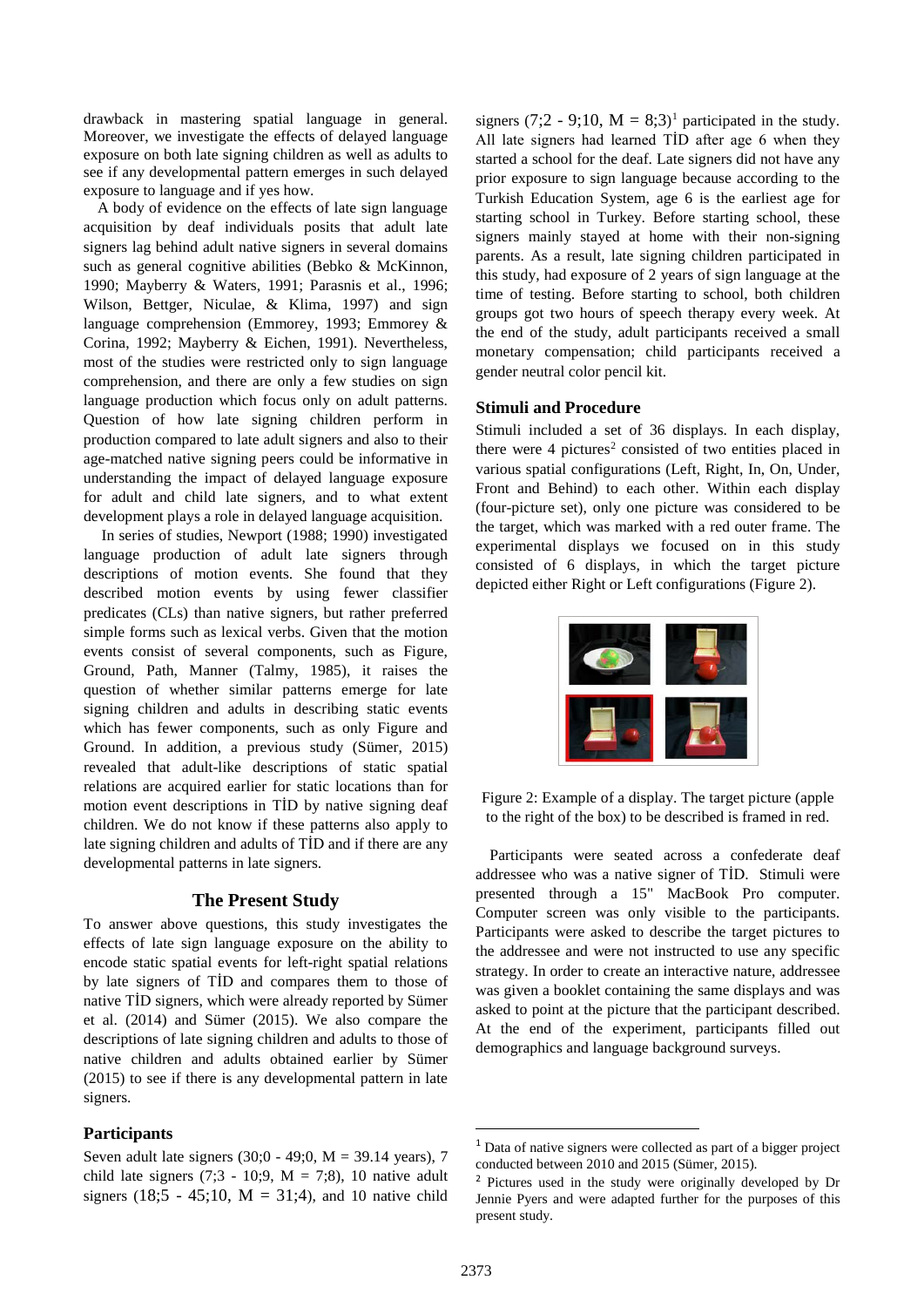drawback in mastering spatial language in general. Moreover, we investigate the effects of delayed language exposure on both late signing children as well as adults to see if any developmental pattern emerges in such delayed exposure to language and if yes how.

A body of evidence on the effects of late sign language acquisition by deaf individuals posits that adult late signers lag behind adult native signers in several domains such as general cognitive abilities (Bebko & McKinnon, 1990; Mayberry & Waters, 1991; Parasnis et al., 1996; Wilson, Bettger, Niculae, & Klima, 1997) and sign language comprehension (Emmorey, 1993; Emmorey & Corina, 1992; Mayberry & Eichen, 1991). Nevertheless, most of the studies were restricted only to sign language comprehension, and there are only a few studies on sign language production which focus only on adult patterns. Question of how late signing children perform in production compared to late adult signers and also to their age-matched native signing peers could be informative in understanding the impact of delayed language exposure for adult and child late signers, and to what extent development plays a role in delayed language acquisition.

In series of studies, Newport (1988; 1990) investigated language production of adult late signers through descriptions of motion events. She found that they described motion events by using fewer classifier predicates (CLs) than native signers, but rather preferred simple forms such as lexical verbs. Given that the motion events consist of several components, such as Figure, Ground, Path, Manner (Talmy, 1985), it raises the question of whether similar patterns emerge for late signing children and adults in describing static events which has fewer components, such as only Figure and Ground. In addition, a previous study (Sümer, 2015) revealed that adult-like descriptions of static spatial relations are acquired earlier for static locations than for motion event descriptions in TİD by native signing deaf children. We do not know if these patterns also apply to late signing children and adults of TİD and if there are any developmental patterns in late signers.

## The Present Study

To answer above questions, this study investigates the effects of late sign language exposure on the ability to encode static spatial events for left-right spatial relations by late signers of TİD and compares them to those of native TİD signers, which were already reported by Sümer et al. (2014) and Sümer (2015). We also compare the descriptions of late signing children and adults to those of native children and adults obtained earlier by Sümer (2015) to see if there is any developmental pattern in late signers.

### Participants

Seven adult late signers (30;0 - 49;0, M = 39.14 years), 7 child late signers (7;3 - 10;9, M = 7;8), 10 native adult signers (18;5 - 45;10, M = 31;4), and 10 native child signers (7;2 - 9;10, M = 8;3)[1] participated in the study. All late signers had learned TİD after age 6 when they started a school for the deaf. Late signers did not have any prior exposure to sign language because according to the Turkish Education System, age 6 is the earliest age for starting school in Turkey. Before starting school, these signers mainly stayed at home with their non-signing parents. As a result, late signing children participated in this study, had exposure of 2 years of sign language at the time of testing. Before starting to school, both children groups got two hours of speech therapy every week. At the end of the study, adult participants received a small monetary compensation; child participants received a gender neutral color pencil kit.

### Stimuli and Procedure

Stimuli included a set of 36 displays. In each display, there were 4 pictures[2] consisted of two entities placed in various spatial configurations (Left, Right, In, On, Under, Front and Behind) to each other. Within each display (four-picture set), only one picture was considered to be the target, which was marked with a red outer frame. The experimental displays we focused on in this study consisted of 6 displays, in which the target picture depicted either Right or Left configurations (Figure 2).

Figure 2: Example of a display. The target picture (apple to the right of the box) to be described is framed in red.

Participants were seated across a confederate deaf addressee who was a native signer of TİD. Stimuli were presented through a 15" MacBook Pro computer. Computer screen was only visible to the participants. Participants were asked to describe the target pictures to the addressee and were not instructed to use any specific strategy. In order to create an interactive nature, addressee was given a booklet containing the same displays and was asked to point at the picture that the participant described. At the end of the experiment, participants filled out demographics and language background surveys.

[1] Data of native signers were collected as part of a bigger project conducted between 2010 and 2015 (Sümer, 2015).

[2] Pictures used in the study were originally developed by Dr Jennie Pyers and were adapted further for the purposes of this present study.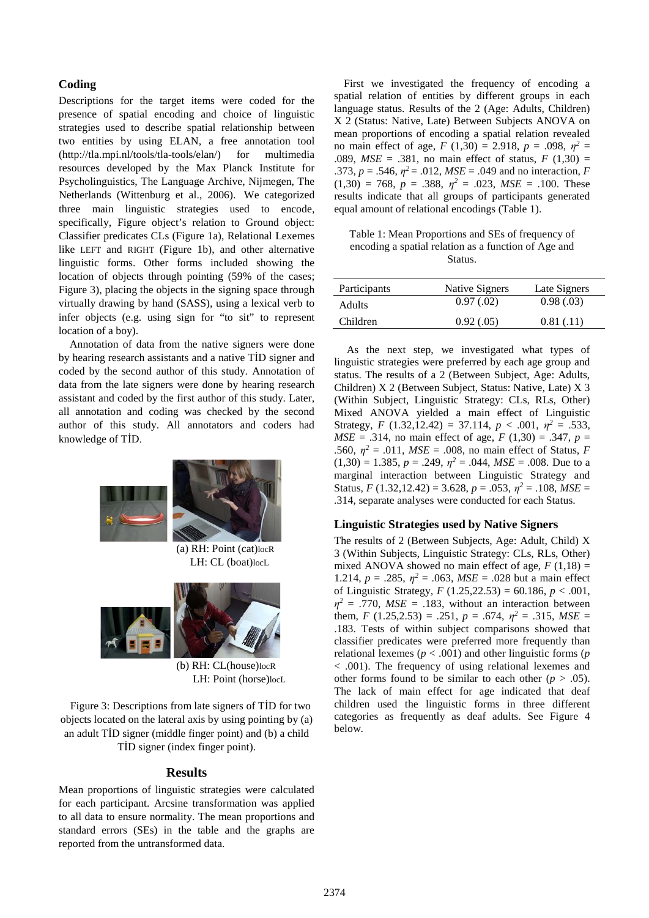### Coding

Descriptions for the target items were coded for the presence of spatial encoding and choice of linguistic strategies used to describe spatial relationship between two entities by using ELAN, a free annotation tool (http://tla.mpi.nl/tools/tla-tools/elan/) for multimedia resources developed by the Max Planck Institute for Psycholinguistics, The Language Archive, Nijmegen, The Netherlands (Wittenburg et al., 2006). We categorized three main linguistic strategies used to encode, specifically, Figure object's relation to Ground object: Classifier predicates CLs (Figure 1a), Relational Lexemes like LEFT and RIGHT (Figure 1b), and other alternative linguistic forms. Other forms included showing the location of objects through pointing (59% of the cases; Figure 3), placing the objects in the signing space through virtually drawing by hand (SASS), using a lexical verb to infer objects (e.g. using sign for "to sit" to represent location of a boy).

Annotation of data from the native signers were done by hearing research assistants and a native TİD signer and coded by the second author of this study. Annotation of data from the late signers were done by hearing research assistant and coded by the first author of this study. Later, all annotation and coding was checked by the second author of this study. All annotators and coders had knowledge of TİD.

(a) RH: Point (cat)locR
LH: CL (boat)locL

(b) RH: CL(house)locR
LH: Point (horse)locL

Figure 3: Descriptions from late signers of TİD for two objects located on the lateral axis by using pointing by (a) an adult TİD signer (middle finger point) and (b) a child TİD signer (index finger point).

## Results

Mean proportions of linguistic strategies were calculated for each participant. Arcsine transformation was applied to all data to ensure normality. The mean proportions and standard errors (SEs) in the table and the graphs are reported from the untransformed data.

First we investigated the frequency of encoding a spatial relation of entities by different groups in each language status. Results of the 2 (Age: Adults, Children) X 2 (Status: Native, Late) Between Subjects ANOVA on mean proportions of encoding a spatial relation revealed no main effect of age, $F$ (1,30) = 2.918, $p$ = .098, $\eta^2$ = .089, $MSE$ = .381, no main effect of status, $F$ (1,30) = .373, $p$ = .546, $\eta^2$ = .012, $MSE$ = .049 and no interaction, $F$ (1,30) = 768, $p$ = .388, $\eta^2$ = .023, $MSE$ = .100. These results indicate that all groups of participants generated equal amount of relational encodings (Table 1).

Table 1: Mean Proportions and SEs of frequency of encoding a spatial relation as a function of Age and Status.

| Participants | Native Signers | Late Signers |
|---|---|---|
| Adults | 0.97 (.02) | 0.98 (.03) |
| Children | 0.92 (.05) | 0.81 (.11) |

As the next step, we investigated what types of linguistic strategies were preferred by each age group and status. The results of a 2 (Between Subject, Age: Adults, Children) X 2 (Between Subject, Status: Native, Late) X 3 (Within Subject, Linguistic Strategy: CLs, RLs, Other) Mixed ANOVA yielded a main effect of Linguistic Strategy, $F$ (1.32,12.42) = 37.114, $p$ < .001, $\eta^2$ = .533, $MSE$ = .314, no main effect of age, $F$ (1,30) = .347, $p$ = .560, $\eta^2$ = .011, $MSE$ = .008, no main effect of Status, $F$ (1,30) = 1.385, $p$ = .249, $\eta^2$ = .044, $MSE$ = .008. Due to a marginal interaction between Linguistic Strategy and Status, $F$ (1.32,12.42) = 3.628, $p$ = .053, $\eta^2$ = .108, $MSE$ = .314, separate analyses were conducted for each Status.

### Linguistic Strategies used by Native Signers

The results of 2 (Between Subjects, Age: Adult, Child) X 3 (Within Subjects, Linguistic Strategy: CLs, RLs, Other) mixed ANOVA showed no main effect of age, $F$ (1,18) = 1.214, $p$ = .285, $\eta^2$ = .063, $MSE$ = .028 but a main effect of Linguistic Strategy, $F$ (1.25,22.53) = 60.186, $p$ < .001, $\eta^2$ = .770, $MSE$ = .183, without an interaction between them, $F$ (1.25,2.53) = .251, $p$ = .674, $\eta^2$ = .315, $MSE$ = .183. Tests of within subject comparisons showed that classifier predicates were preferred more frequently than relational lexemes ($p$ < .001) and other linguistic forms ($p$ < .001). The frequency of using relational lexemes and other forms found to be similar to each other ($p$ > .05). The lack of main effect for age indicated that deaf children used the linguistic forms in three different categories as frequently as deaf adults. See Figure 4 below.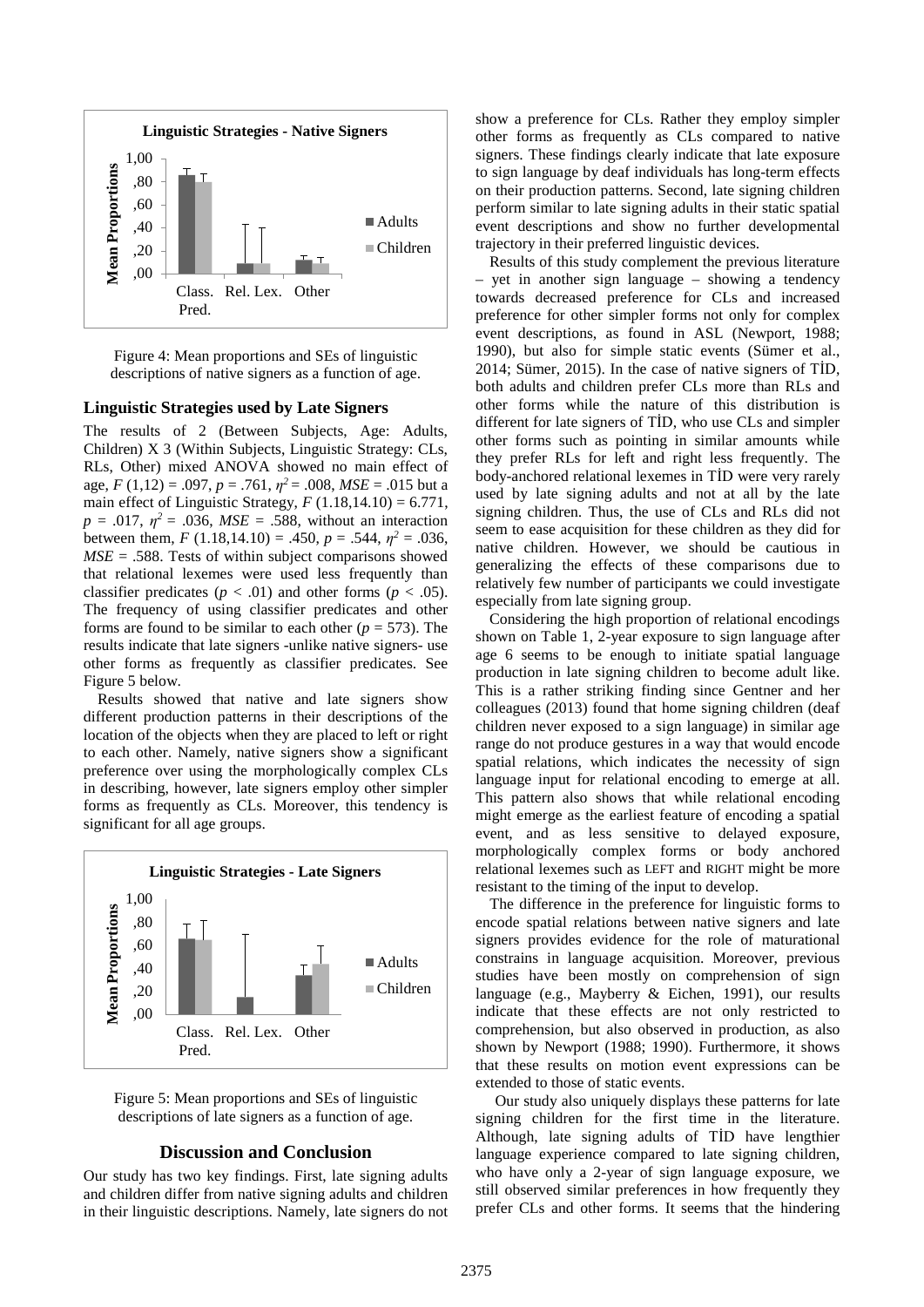Figure 4: Mean proportions and SEs of linguistic descriptions of native signers as a function of age.

### Linguistic Strategies used by Late Signers

The results of 2 (Between Subjects, Age: Adults, Children) X 3 (Within Subjects, Linguistic Strategy: CLs, RLs, Other) mixed ANOVA showed no main effect of age, $F$ (1,12) = .097, $p$ = .761, $\eta^2$ = .008, $MSE$ = .015 but a main effect of Linguistic Strategy, $F$ (1.18,14.10) = 6.771, $p$ = .017, $\eta^2$ = .036, $MSE$ = .588, without an interaction between them, $F$ (1.18,14.10) = .450, $p$ = .544, $\eta^2$ = .036, $MSE$ = .588. Tests of within subject comparisons showed that relational lexemes were used less frequently than classifier predicates ($p$ < .01) and other forms ($p$ < .05). The frequency of using classifier predicates and other forms are found to be similar to each other ($p$ = 573). The results indicate that late signers -unlike native signers- use other forms as frequently as classifier predicates. See Figure 5 below.

Results showed that native and late signers show different production patterns in their descriptions of the location of the objects when they are placed to left or right to each other. Namely, native signers show a significant preference over using the morphologically complex CLs in describing, however, late signers employ other simpler forms as frequently as CLs. Moreover, this tendency is significant for all age groups.

Figure 5: Mean proportions and SEs of linguistic descriptions of late signers as a function of age.

## Discussion and Conclusion

Our study has two key findings. First, late signing adults and children differ from native signing adults and children in their linguistic descriptions. Namely, late signers do not show a preference for CLs. Rather they employ simpler other forms as frequently as CLs compared to native signers. These findings clearly indicate that late exposure to sign language by deaf individuals has long-term effects on their production patterns. Second, late signing children perform similar to late signing adults in their static spatial event descriptions and show no further developmental trajectory in their preferred linguistic devices.

Results of this study complement the previous literature – yet in another sign language – showing a tendency towards decreased preference for CLs and increased preference for other simpler forms not only for complex event descriptions, as found in ASL (Newport, 1988; 1990), but also for simple static events (Sümer et al., 2014; Sümer, 2015). In the case of native signers of TİD, both adults and children prefer CLs more than RLs and other forms while the nature of this distribution is different for late signers of TİD, who use CLs and simpler other forms such as pointing in similar amounts while they prefer RLs for left and right less frequently. The body-anchored relational lexemes in TİD were very rarely used by late signing adults and not at all by the late signing children. Thus, the use of CLs and RLs did not seem to ease acquisition for these children as they did for native children. However, we should be cautious in generalizing the effects of these comparisons due to relatively few number of participants we could investigate especially from late signing group.

Considering the high proportion of relational encodings shown on Table 1, 2-year exposure to sign language after age 6 seems to be enough to initiate spatial language production in late signing children to become adult like. This is a rather striking finding since Gentner and her colleagues (2013) found that home signing children (deaf children never exposed to a sign language) in similar age range do not produce gestures in a way that would encode spatial relations, which indicates the necessity of sign language input for relational encoding to emerge at all. This pattern also shows that while relational encoding might emerge as the earliest feature of encoding a spatial event, and as less sensitive to delayed exposure, morphologically complex forms or body anchored relational lexemes such as LEFT and RIGHT might be more resistant to the timing of the input to develop.

The difference in the preference for linguistic forms to encode spatial relations between native signers and late signers provides evidence for the role of maturational constrains in language acquisition. Moreover, previous studies have been mostly on comprehension of sign language (e.g., Mayberry & Eichen, 1991), our results indicate that these effects are not only restricted to comprehension, but also observed in production, as also shown by Newport (1988; 1990). Furthermore, it shows that these results on motion event expressions can be extended to those of static events.

Our study also uniquely displays these patterns for late signing children for the first time in the literature. Although, late signing adults of TİD have lengthier language experience compared to late signing children, who have only a 2-year of sign language exposure, we still observed similar preferences in how frequently they prefer CLs and other forms. It seems that the hindering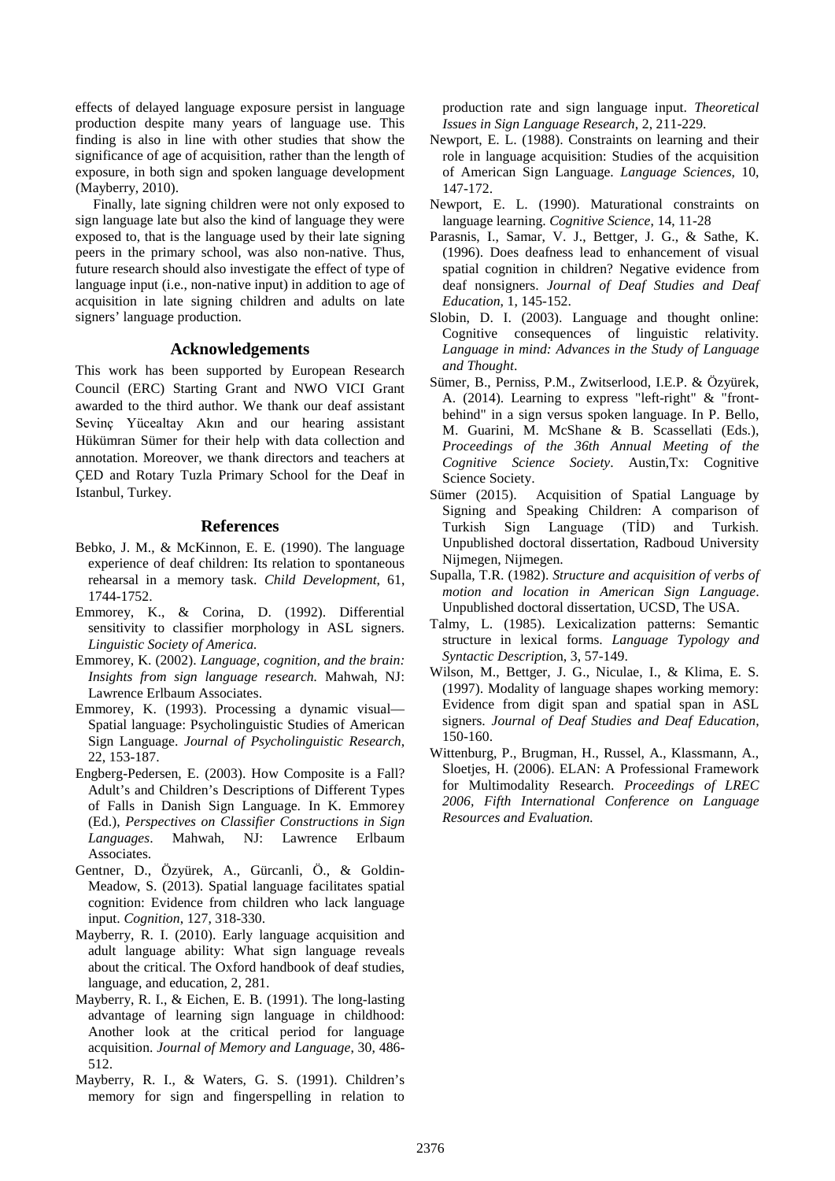effects of delayed language exposure persist in language production despite many years of language use. This finding is also in line with other studies that show the significance of age of acquisition, rather than the length of exposure, in both sign and spoken language development (Mayberry, 2010).

Finally, late signing children were not only exposed to sign language late but also the kind of language they were exposed to, that is the language used by their late signing peers in the primary school, was also non-native. Thus, future research should also investigate the effect of type of language input (i.e., non-native input) in addition to age of acquisition in late signing children and adults on late signers' language production.

## Acknowledgements

This work has been supported by European Research Council (ERC) Starting Grant and NWO VICI Grant awarded to the third author. We thank our deaf assistant Sevinç Yücealtay Akın and our hearing assistant Hükümran Sümer for their help with data collection and annotation. Moreover, we thank directors and teachers at ÇED and Rotary Tuzla Primary School for the Deaf in Istanbul, Turkey.

## References

Bebko, J. M., & McKinnon, E. E. (1990). The language experience of deaf children: Its relation to spontaneous rehearsal in a memory task. *Child Development*, 61, 1744-1752.

Emmorey, K., & Corina, D. (1992). Differential sensitivity to classifier morphology in ASL signers. *Linguistic Society of America.*

Emmorey, K. (2002). *Language, cognition, and the brain: Insights from sign language research.* Mahwah, NJ: Lawrence Erlbaum Associates.

Emmorey, K. (1993). Processing a dynamic visual—Spatial language: Psycholinguistic Studies of American Sign Language. *Journal of Psycholinguistic Research*, 22, 153-187.

Engberg-Pedersen, E. (2003). How Composite is a Fall? Adult's and Children's Descriptions of Different Types of Falls in Danish Sign Language. In K. Emmorey (Ed.), *Perspectives on Classifier Constructions in Sign Languages*. Mahwah, NJ: Lawrence Erlbaum Associates.

Gentner, D., Özyürek, A., Gürcanli, Ö., & Goldin-Meadow, S. (2013). Spatial language facilitates spatial cognition: Evidence from children who lack language input. *Cognition*, 127, 318-330.

Mayberry, R. I. (2010). Early language acquisition and adult language ability: What sign language reveals about the critical. The Oxford handbook of deaf studies, language, and education, 2, 281.

Mayberry, R. I., & Eichen, E. B. (1991). The long-lasting advantage of learning sign language in childhood: Another look at the critical period for language acquisition. *Journal of Memory and Language*, 30, 486-512.

Mayberry, R. I., & Waters, G. S. (1991). Children's memory for sign and fingerspelling in relation to production rate and sign language input. *Theoretical Issues in Sign Language Research*, 2, 211-229.

Newport, E. L. (1988). Constraints on learning and their role in language acquisition: Studies of the acquisition of American Sign Language. *Language Sciences*, 10, 147-172.

Newport, E. L. (1990). Maturational constraints on language learning. *Cognitive Science*, 14, 11-28

Parasnis, I., Samar, V. J., Bettger, J. G., & Sathe, K. (1996). Does deafness lead to enhancement of visual spatial cognition in children? Negative evidence from deaf nonsigners. *Journal of Deaf Studies and Deaf Education*, 1, 145-152.

Slobin, D. I. (2003). Language and thought online: Cognitive consequences of linguistic relativity. *Language in mind: Advances in the Study of Language and Thought*.

Sümer, B., Perniss, P.M., Zwitserlood, I.E.P. & Özyürek, A. (2014). Learning to express "left-right" & "front-behind" in a sign versus spoken language. In P. Bello, M. Guarini, M. McShane & B. Scassellati (Eds.), *Proceedings of the 36th Annual Meeting of the Cognitive Science Society*. Austin,Tx: Cognitive Science Society.

Sümer (2015). Acquisition of Spatial Language by Signing and Speaking Children: A comparison of Turkish Sign Language (TİD) and Turkish. Unpublished doctoral dissertation, Radboud University Nijmegen, Nijmegen.

Supalla, T.R. (1982). *Structure and acquisition of verbs of motion and location in American Sign Language*. Unpublished doctoral dissertation, UCSD, The USA.

Talmy, L. (1985). Lexicalization patterns: Semantic structure in lexical forms. *Language Typology and Syntactic Descriptio*n, 3, 57-149.

Wilson, M., Bettger, J. G., Niculae, I., & Klima, E. S. (1997). Modality of language shapes working memory: Evidence from digit span and spatial span in ASL signers. *Journal of Deaf Studies and Deaf Education*, 150-160.

Wittenburg, P., Brugman, H., Russel, A., Klassmann, A., Sloetjes, H. (2006). ELAN: A Professional Framework for Multimodality Research. *Proceedings of LREC 2006, Fifth International Conference on Language Resources and Evaluation.*